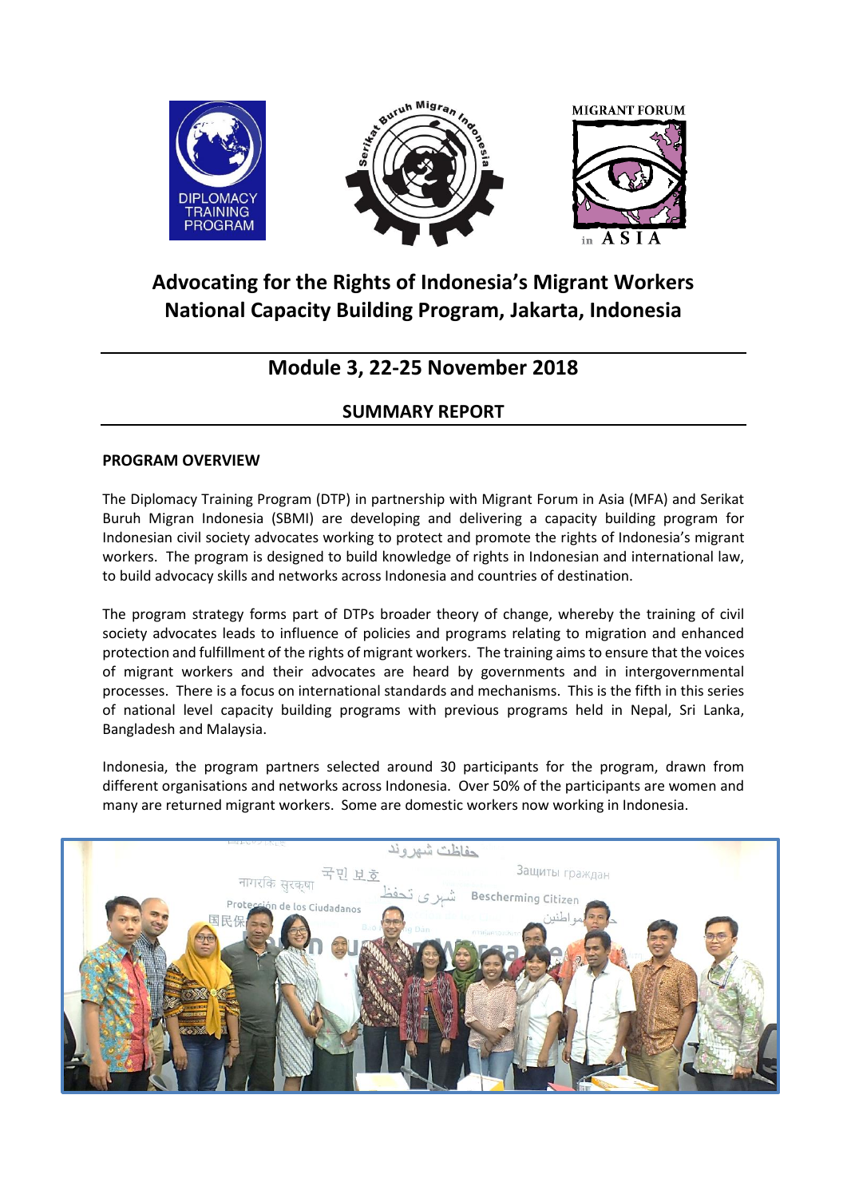# Advocating for the Rights of Indonesia's Migrant Workers
# National Capacity Building Program, Jakarta, Indonesia

## Module 3, 22-25 November 2018

### SUMMARY REPORT

**PROGRAM OVERVIEW**

The Diplomacy Training Program (DTP) in partnership with Migrant Forum in Asia (MFA) and Serikat Buruh Migran Indonesia (SBMI) are developing and delivering a capacity building program for Indonesian civil society advocates working to protect and promote the rights of Indonesia's migrant workers. The program is designed to build knowledge of rights in Indonesian and international law, to build advocacy skills and networks across Indonesia and countries of destination.

The program strategy forms part of DTPs broader theory of change, whereby the training of civil society advocates leads to influence of policies and programs relating to migration and enhanced protection and fulfillment of the rights of migrant workers. The training aims to ensure that the voices of migrant workers and their advocates are heard by governments and in intergovernmental processes. There is a focus on international standards and mechanisms. This is the fifth in this series of national level capacity building programs with previous programs held in Nepal, Sri Lanka, Bangladesh and Malaysia.

Indonesia, the program partners selected around 30 participants for the program, drawn from different organisations and networks across Indonesia. Over 50% of the participants are women and many are returned migrant workers. Some are domestic workers now working in Indonesia.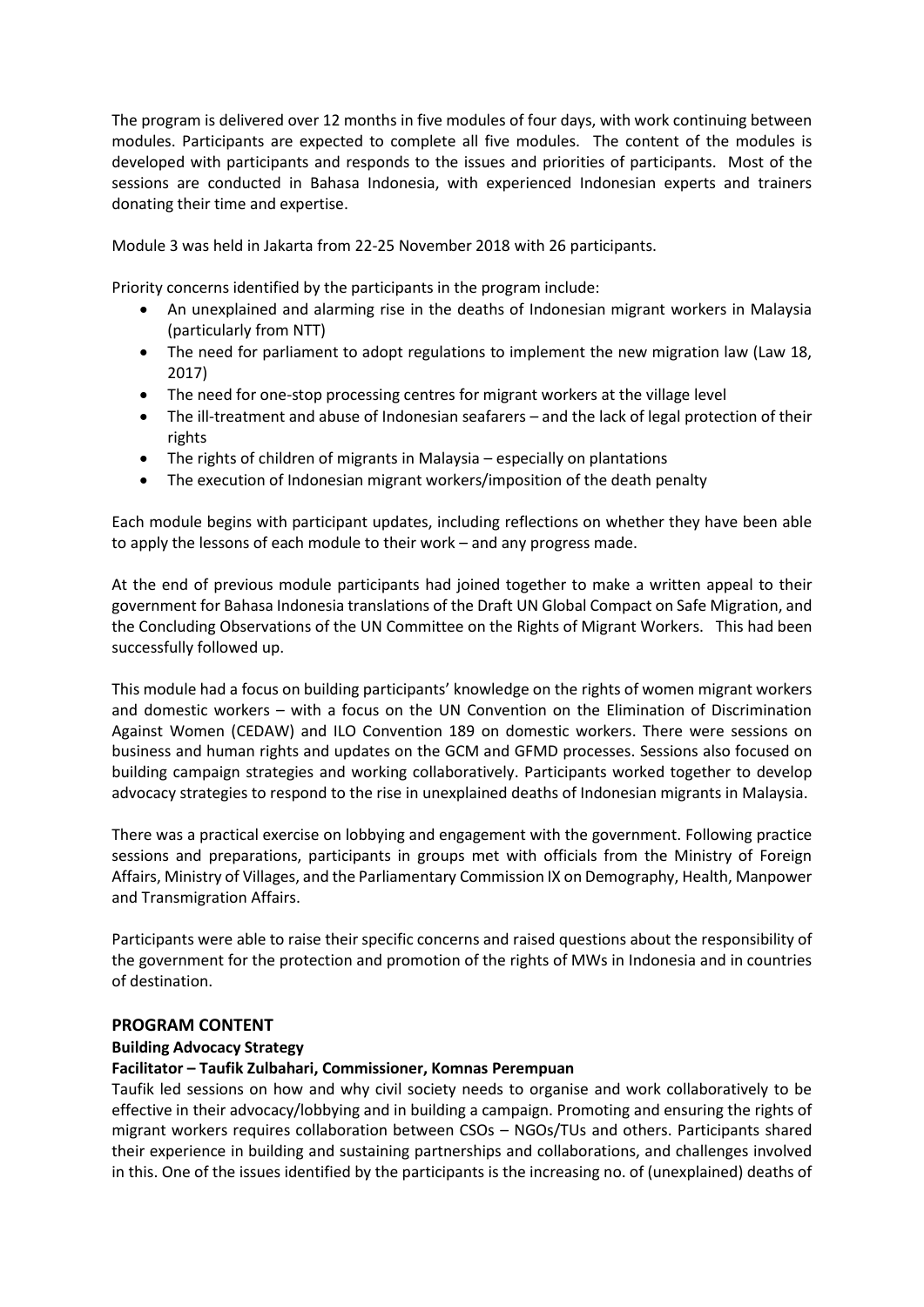The program is delivered over 12 months in five modules of four days, with work continuing between modules. Participants are expected to complete all five modules. The content of the modules is developed with participants and responds to the issues and priorities of participants. Most of the sessions are conducted in Bahasa Indonesia, with experienced Indonesian experts and trainers donating their time and expertise.

Module 3 was held in Jakarta from 22-25 November 2018 with 26 participants.

Priority concerns identified by the participants in the program include:

- An unexplained and alarming rise in the deaths of Indonesian migrant workers in Malaysia (particularly from NTT)
- The need for parliament to adopt regulations to implement the new migration law (Law 18, 2017)
- The need for one-stop processing centres for migrant workers at the village level
- The ill-treatment and abuse of Indonesian seafarers – and the lack of legal protection of their rights
- The rights of children of migrants in Malaysia – especially on plantations
- The execution of Indonesian migrant workers/imposition of the death penalty

Each module begins with participant updates, including reflections on whether they have been able to apply the lessons of each module to their work – and any progress made.

At the end of previous module participants had joined together to make a written appeal to their government for Bahasa Indonesia translations of the Draft UN Global Compact on Safe Migration, and the Concluding Observations of the UN Committee on the Rights of Migrant Workers. This had been successfully followed up.

This module had a focus on building participants' knowledge on the rights of women migrant workers and domestic workers – with a focus on the UN Convention on the Elimination of Discrimination Against Women (CEDAW) and ILO Convention 189 on domestic workers. There were sessions on business and human rights and updates on the GCM and GFMD processes. Sessions also focused on building campaign strategies and working collaboratively. Participants worked together to develop advocacy strategies to respond to the rise in unexplained deaths of Indonesian migrants in Malaysia.

There was a practical exercise on lobbying and engagement with the government. Following practice sessions and preparations, participants in groups met with officials from the Ministry of Foreign Affairs, Ministry of Villages, and the Parliamentary Commission IX on Demography, Health, Manpower and Transmigration Affairs.

Participants were able to raise their specific concerns and raised questions about the responsibility of the government for the protection and promotion of the rights of MWs in Indonesia and in countries of destination.

## PROGRAM CONTENT

### Building Advocacy Strategy

**Facilitator – Taufik Zulbahari, Commissioner, Komnas Perempuan**

Taufik led sessions on how and why civil society needs to organise and work collaboratively to be effective in their advocacy/lobbying and in building a campaign. Promoting and ensuring the rights of migrant workers requires collaboration between CSOs – NGOs/TUs and others. Participants shared their experience in building and sustaining partnerships and collaborations, and challenges involved in this. One of the issues identified by the participants is the increasing no. of (unexplained) deaths of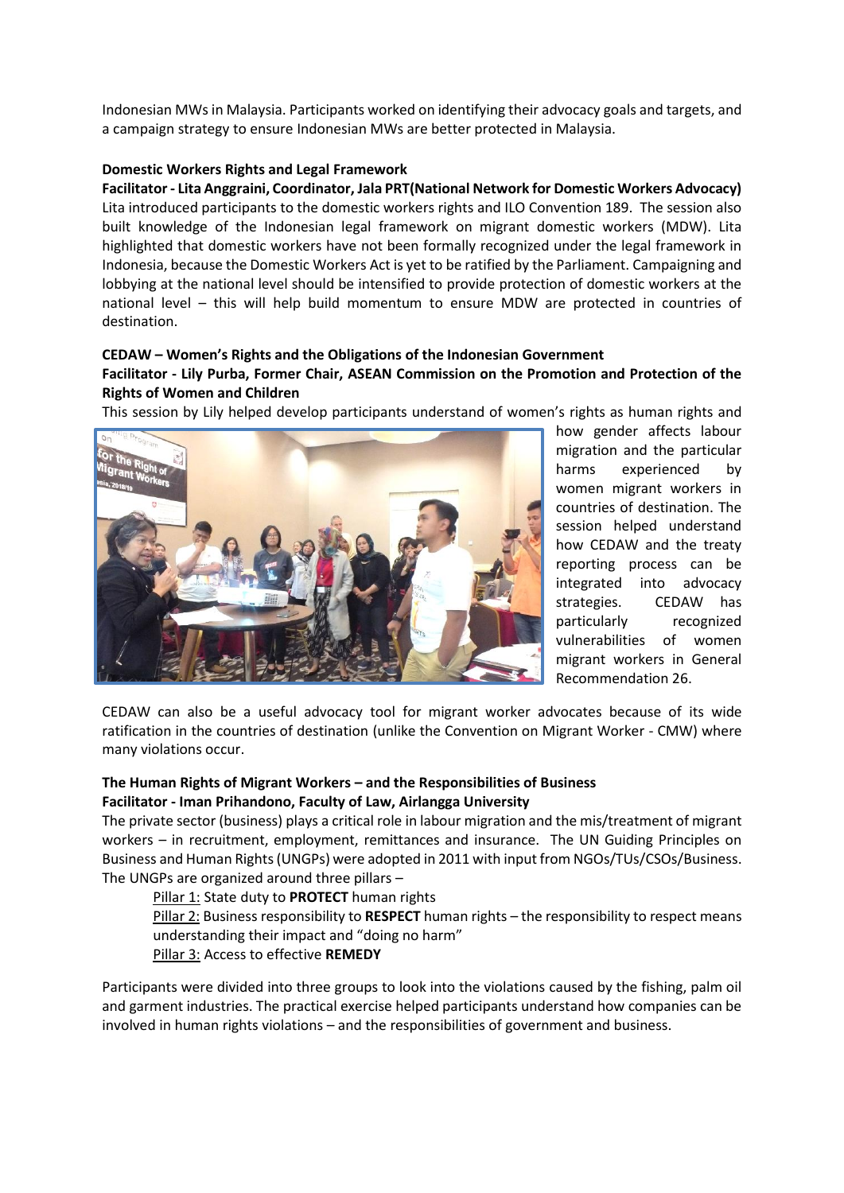Indonesian MWs in Malaysia. Participants worked on identifying their advocacy goals and targets, and a campaign strategy to ensure Indonesian MWs are better protected in Malaysia.

**Domestic Workers Rights and Legal Framework**

**Facilitator - Lita Anggraini, Coordinator, Jala PRT(National Network for Domestic Workers Advocacy)**

Lita introduced participants to the domestic workers rights and ILO Convention 189. The session also built knowledge of the Indonesian legal framework on migrant domestic workers (MDW). Lita highlighted that domestic workers have not been formally recognized under the legal framework in Indonesia, because the Domestic Workers Act is yet to be ratified by the Parliament. Campaigning and lobbying at the national level should be intensified to provide protection of domestic workers at the national level – this will help build momentum to ensure MDW are protected in countries of destination.

**CEDAW – Women's Rights and the Obligations of the Indonesian Government**

**Facilitator - Lily Purba, Former Chair, ASEAN Commission on the Promotion and Protection of the Rights of Women and Children**

This session by Lily helped develop participants understand of women's rights as human rights and how gender affects labour migration and the particular harms experienced by women migrant workers in countries of destination. The session helped understand how CEDAW and the treaty reporting process can be integrated into advocacy strategies. CEDAW has particularly recognized vulnerabilities of women migrant workers in General Recommendation 26.

CEDAW can also be a useful advocacy tool for migrant worker advocates because of its wide ratification in the countries of destination (unlike the Convention on Migrant Worker - CMW) where many violations occur.

**The Human Rights of Migrant Workers – and the Responsibilities of Business**

**Facilitator - Iman Prihandono, Faculty of Law, Airlangga University**

The private sector (business) plays a critical role in labour migration and the mis/treatment of migrant workers – in recruitment, employment, remittances and insurance. The UN Guiding Principles on Business and Human Rights (UNGPs) were adopted in 2011 with input from NGOs/TUs/CSOs/Business. The UNGPs are organized around three pillars –

- Pillar 1: State duty to **PROTECT** human rights
- Pillar 2: Business responsibility to **RESPECT** human rights – the responsibility to respect means understanding their impact and "doing no harm"
- Pillar 3: Access to effective **REMEDY**

Participants were divided into three groups to look into the violations caused by the fishing, palm oil and garment industries. The practical exercise helped participants understand how companies can be involved in human rights violations – and the responsibilities of government and business.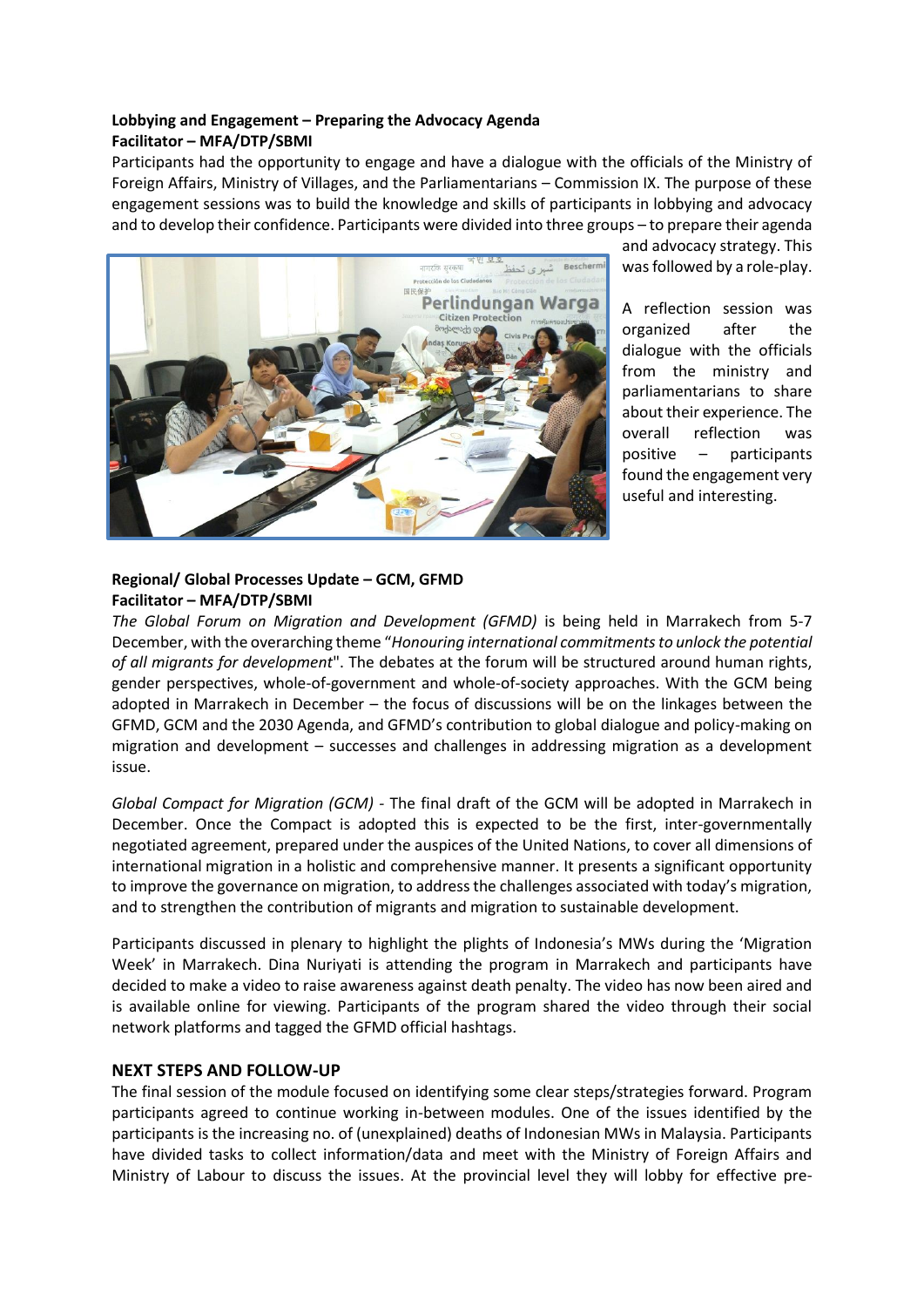**Lobbying and Engagement – Preparing the Advocacy Agenda**
**Facilitator – MFA/DTP/SBMI**

Participants had the opportunity to engage and have a dialogue with the officials of the Ministry of Foreign Affairs, Ministry of Villages, and the Parliamentarians – Commission IX. The purpose of these engagement sessions was to build the knowledge and skills of participants in lobbying and advocacy and to develop their confidence. Participants were divided into three groups – to prepare their agenda and advocacy strategy. This was followed by a role-play.

A reflection session was organized after the dialogue with the officials from the ministry and parliamentarians to share about their experience. The overall reflection was positive – participants found the engagement very useful and interesting.

**Regional/ Global Processes Update – GCM, GFMD**
**Facilitator – MFA/DTP/SBMI**

*The Global Forum on Migration and Development (GFMD)* is being held in Marrakech from 5-7 December, with the overarching theme "*Honouring international commitments to unlock the potential of all migrants for development*". The debates at the forum will be structured around human rights, gender perspectives, whole-of-government and whole-of-society approaches. With the GCM being adopted in Marrakech in December – the focus of discussions will be on the linkages between the GFMD, GCM and the 2030 Agenda, and GFMD's contribution to global dialogue and policy-making on migration and development – successes and challenges in addressing migration as a development issue.

*Global Compact for Migration (GCM)* - The final draft of the GCM will be adopted in Marrakech in December. Once the Compact is adopted this is expected to be the first, inter-governmentally negotiated agreement, prepared under the auspices of the United Nations, to cover all dimensions of international migration in a holistic and comprehensive manner. It presents a significant opportunity to improve the governance on migration, to address the challenges associated with today's migration, and to strengthen the contribution of migrants and migration to sustainable development.

Participants discussed in plenary to highlight the plights of Indonesia's MWs during the 'Migration Week' in Marrakech. Dina Nuriyati is attending the program in Marrakech and participants have decided to make a video to raise awareness against death penalty. The video has now been aired and is available online for viewing. Participants of the program shared the video through their social network platforms and tagged the GFMD official hashtags.

## NEXT STEPS AND FOLLOW-UP

The final session of the module focused on identifying some clear steps/strategies forward. Program participants agreed to continue working in-between modules. One of the issues identified by the participants is the increasing no. of (unexplained) deaths of Indonesian MWs in Malaysia. Participants have divided tasks to collect information/data and meet with the Ministry of Foreign Affairs and Ministry of Labour to discuss the issues. At the provincial level they will lobby for effective pre-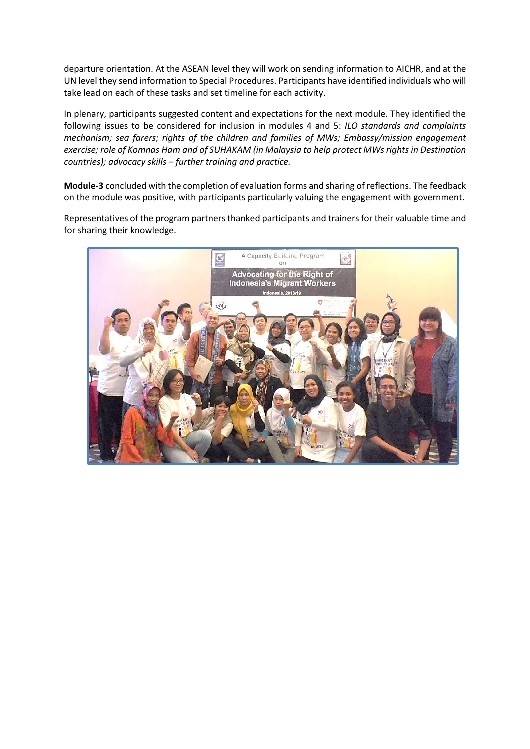departure orientation. At the ASEAN level they will work on sending information to AICHR, and at the UN level they send information to Special Procedures. Participants have identified individuals who will take lead on each of these tasks and set timeline for each activity.

In plenary, participants suggested content and expectations for the next module. They identified the following issues to be considered for inclusion in modules 4 and 5: *ILO standards and complaints mechanism; sea farers; rights of the children and families of MWs; Embassy/mission engagement exercise; role of Komnas Ham and of SUHAKAM (in Malaysia to help protect MWs rights in Destination countries); advocacy skills – further training and practice.*

**Module-3** concluded with the completion of evaluation forms and sharing of reflections. The feedback on the module was positive, with participants particularly valuing the engagement with government.

Representatives of the program partners thanked participants and trainers for their valuable time and for sharing their knowledge.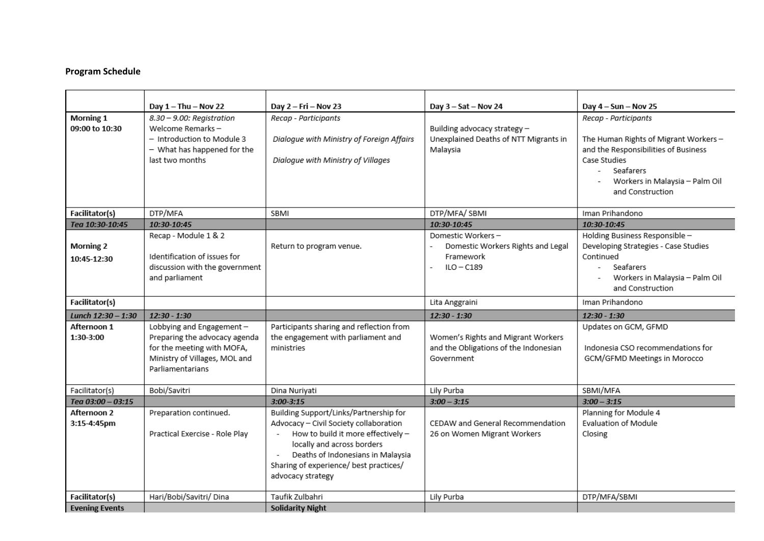**Program Schedule**

| | Day 1 – Thu – Nov 22 | Day 2 – Fri – Nov 23 | Day 3 – Sat – Nov 24 | Day 4 – Sun – Nov 25 |
|---|---|---|---|---|
| **Morning 1** 09:00 to 10:30 | *8.30 – 9.00: Registration* Welcome Remarks – – Introduction to Module 3 – What has happened for the last two months | *Recap - Participants* *Dialogue with Ministry of Foreign Affairs* *Dialogue with Ministry of Villages* | Building advocacy strategy – Unexplained Deaths of NTT Migrants in Malaysia | *Recap - Participants* The Human Rights of Migrant Workers – and the Responsibilities of Business Case Studies - Seafarers - Workers in Malaysia – Palm Oil and Construction |
| **Facilitator(s)** | DTP/MFA | SBMI | DTP/MFA/ SBMI | Iman Prihandono |
| *Tea 10:30-10:45* | *10:30-10:45* | | *10:30-10:45* | *10:30-10:45* |
| **Morning 2** 10:45-12:30 | Recap - Module 1 & 2 Identification of issues for discussion with the government and parliament | Return to program venue. | Domestic Workers – - Domestic Workers Rights and Legal Framework - ILO – C189 | Holding Business Responsible – Developing Strategies - Case Studies Continued - Seafarers - Workers in Malaysia – Palm Oil and Construction |
| **Facilitator(s)** | | | Lita Anggraini | Iman Prihandono |
| *Lunch 12:30 – 1:30* | *12:30 - 1:30* | | *12:30 - 1:30* | *12:30 - 1:30* |
| **Afternoon 1** 1:30-3:00 | Lobbying and Engagement – Preparing the advocacy agenda for the meeting with MOFA, Ministry of Villages, MOL and Parliamentarians | Participants sharing and reflection from the engagement with parliament and ministries | Women's Rights and Migrant Workers and the Obligations of the Indonesian Government | Updates on GCM, GFMD Indonesia CSO recommendations for GCM/GFMD Meetings in Morocco |
| Facilitator(s) | Bobi/Savitri | Dina Nuriyati | Lily Purba | SBMI/MFA |
| *Tea 03:00 – 03:15* | | *3:00-3:15* | *3:00 – 3:15* | *3:00 – 3:15* |
| **Afternoon 2** 3:15-4:45pm | Preparation continued. Practical Exercise - Role Play | Building Support/Links/Partnership for Advocacy – Civil Society collaboration - How to build it more effectively – locally and across borders - Deaths of Indonesians in Malaysia Sharing of experience/ best practices/ advocacy strategy | CEDAW and General Recommendation 26 on Women Migrant Workers | Planning for Module 4 Evaluation of Module Closing |
| **Facilitator(s)** | Hari/Bobi/Savitri/ Dina | Taufik Zulbahri | Lily Purba | DTP/MFA/SBMI |
| **Evening Events** | | **Solidarity Night** | | |